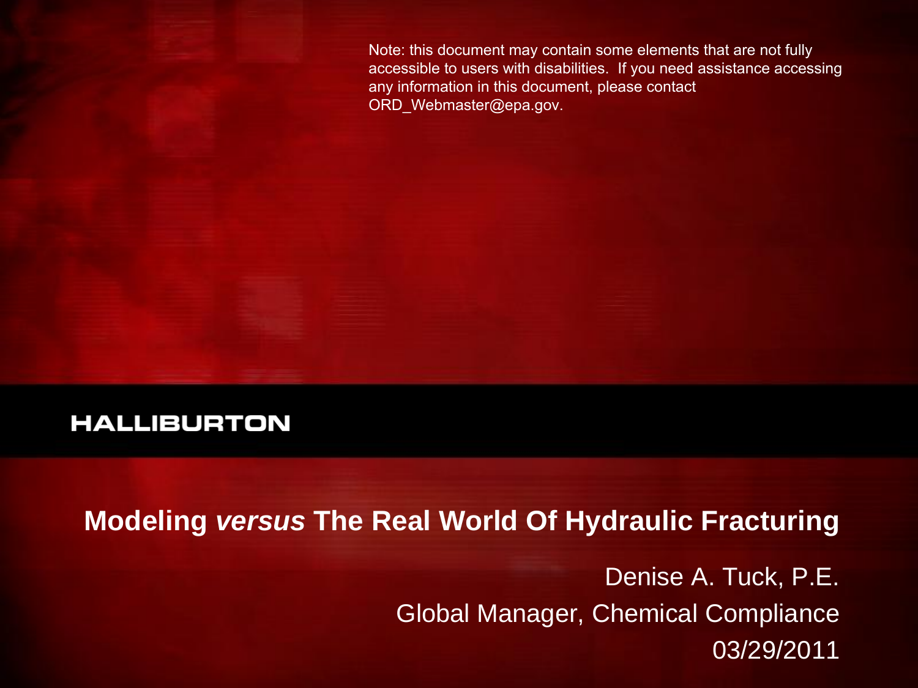Note: this document may contain some elements that are not fully accessible to users with disabilities. If you need assistance accessing any information in this document, please contact ORD_Webmaster@epa.gov.

HALLIBURTON

# Modeling *versus* The Real World Of Hydraulic Fracturing

Denise A. Tuck, P.E.

Global Manager, Chemical Compliance

03/29/2011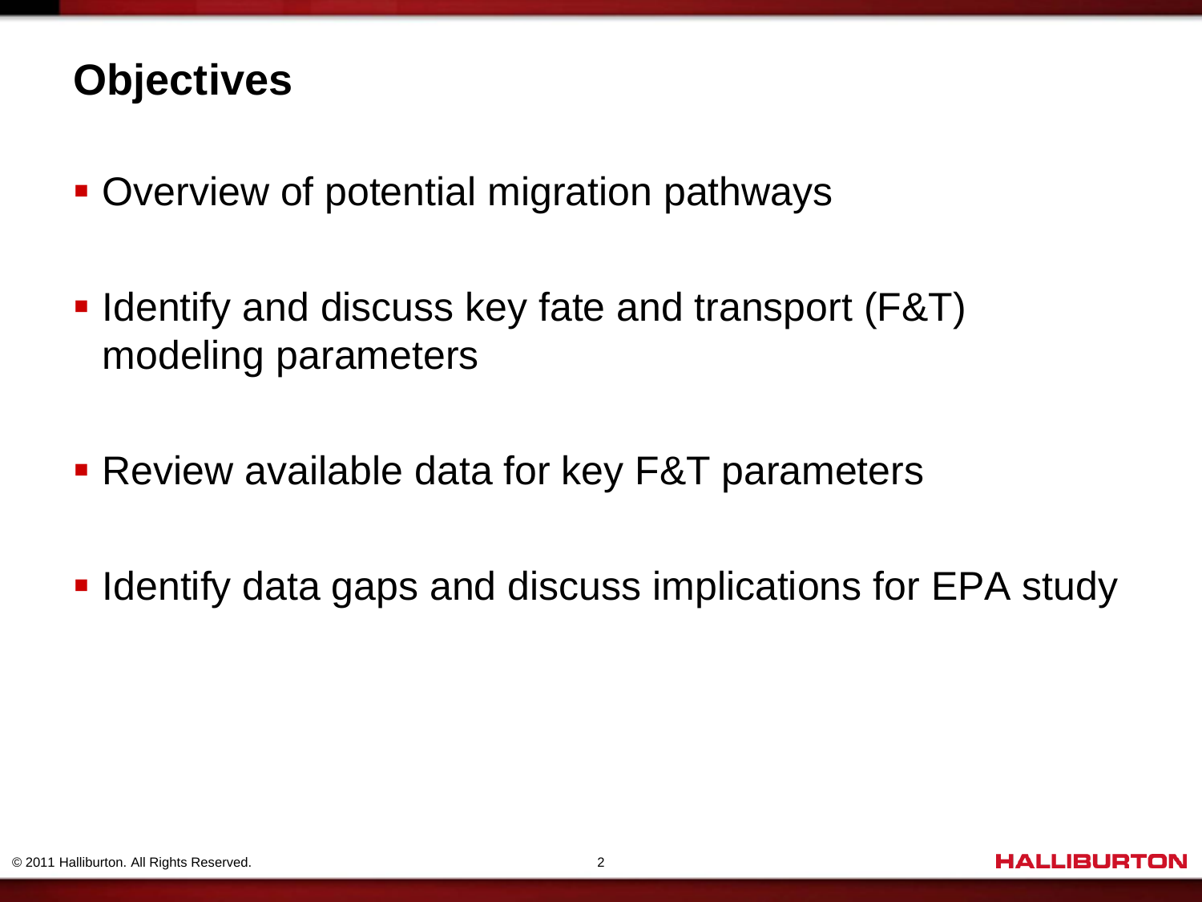# Objectives

- Overview of potential migration pathways
- Identify and discuss key fate and transport (F&T) modeling parameters
- Review available data for key F&T parameters
- Identify data gaps and discuss implications for EPA study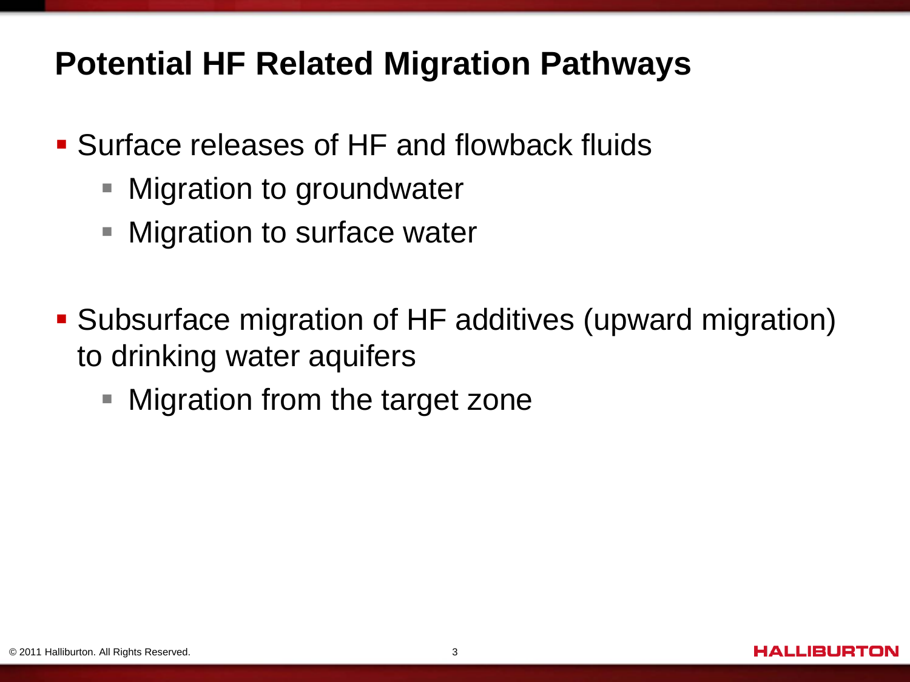# Potential HF Related Migration Pathways

- Surface releases of HF and flowback fluids
  - Migration to groundwater
  - Migration to surface water
- Subsurface migration of HF additives (upward migration) to drinking water aquifers
  - Migration from the target zone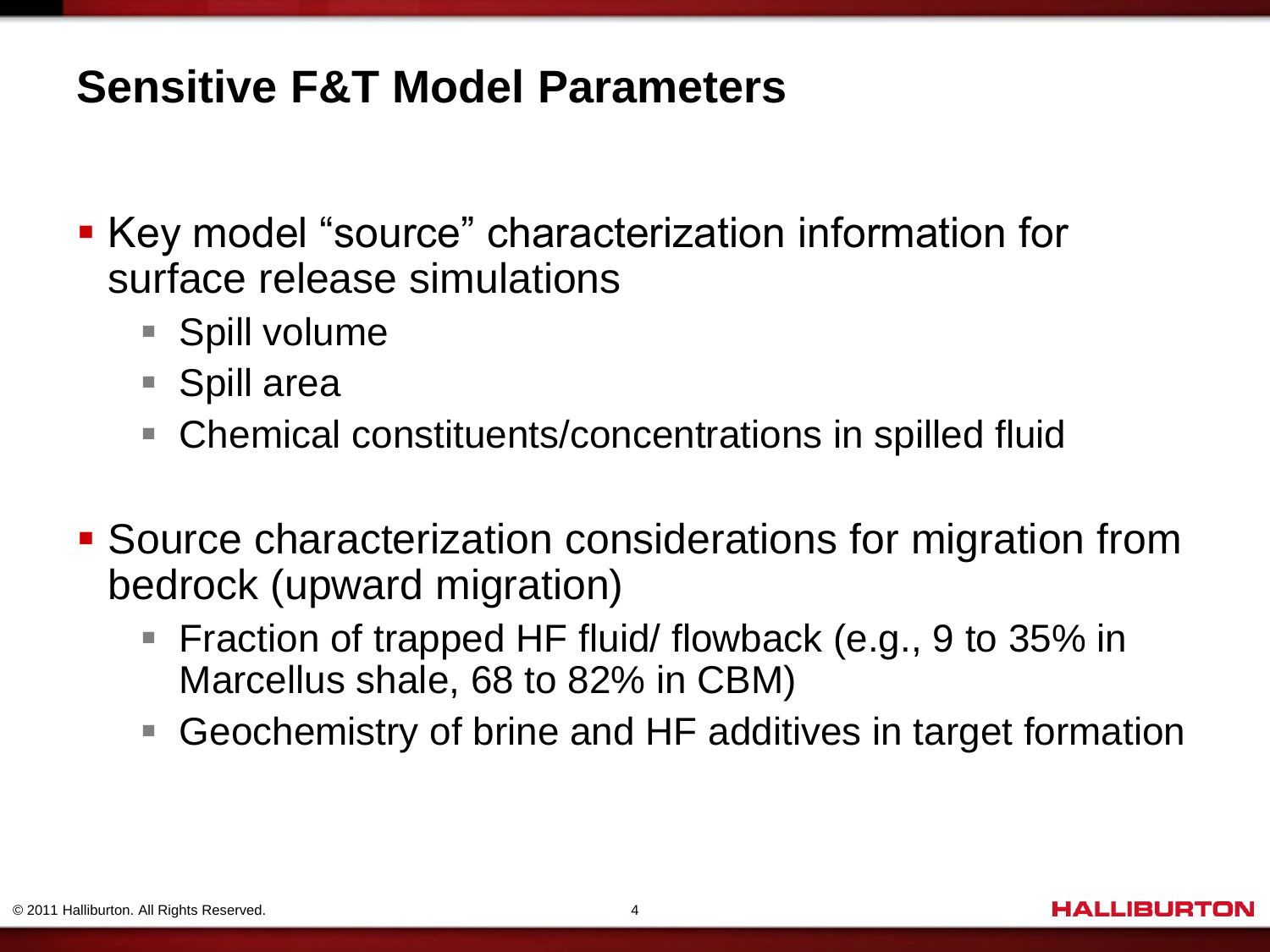# Sensitive F&T Model Parameters

- Key model "source" characterization information for surface release simulations
  - Spill volume
  - Spill area
  - Chemical constituents/concentrations in spilled fluid
- Source characterization considerations for migration from bedrock (upward migration)
  - Fraction of trapped HF fluid/ flowback (e.g., 9 to 35% in Marcellus shale, 68 to 82% in CBM)
  - Geochemistry of brine and HF additives in target formation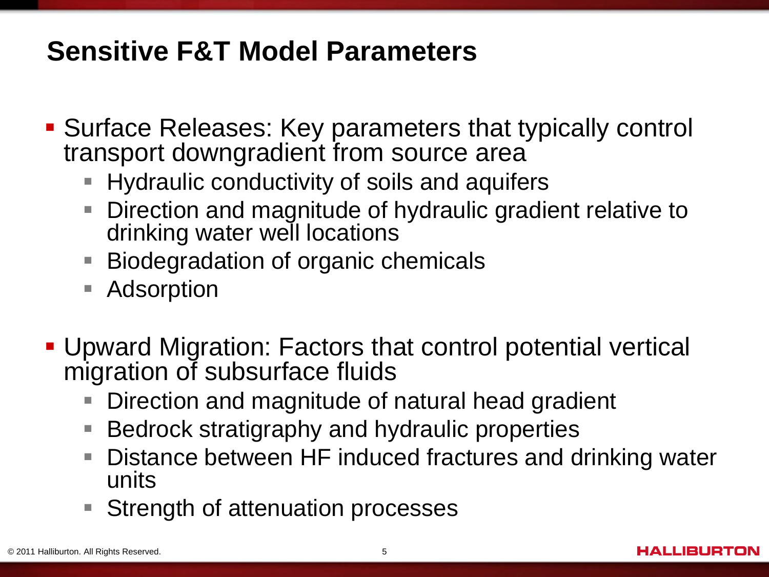# Sensitive F&T Model Parameters

- Surface Releases: Key parameters that typically control transport downgradient from source area
  - Hydraulic conductivity of soils and aquifers
  - Direction and magnitude of hydraulic gradient relative to drinking water well locations
  - Biodegradation of organic chemicals
  - Adsorption

- Upward Migration: Factors that control potential vertical migration of subsurface fluids
  - Direction and magnitude of natural head gradient
  - Bedrock stratigraphy and hydraulic properties
  - Distance between HF induced fractures and drinking water units
  - Strength of attenuation processes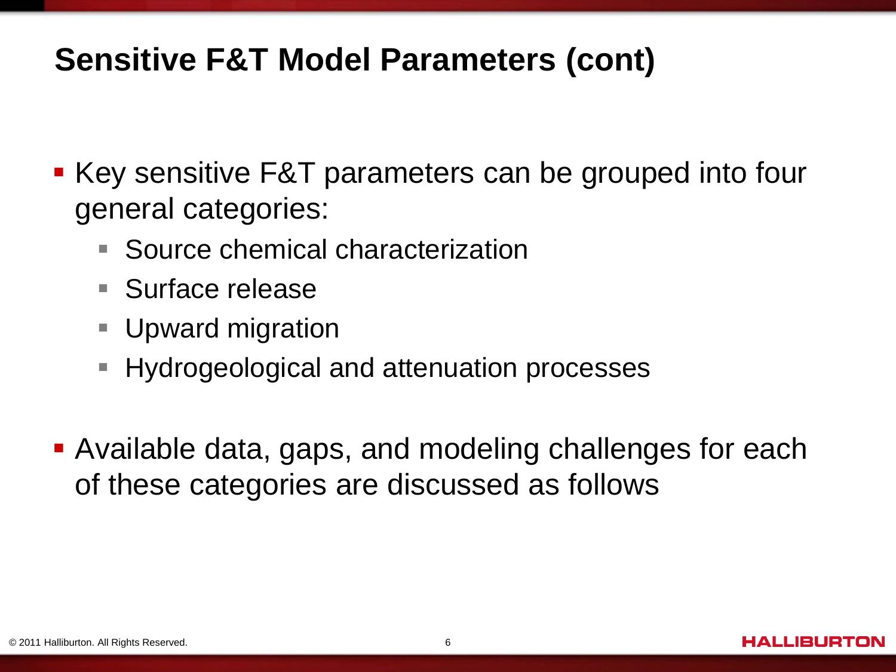# Sensitive F&T Model Parameters (cont)

- Key sensitive F&T parameters can be grouped into four general categories:
  - Source chemical characterization
  - Surface release
  - Upward migration
  - Hydrogeological and attenuation processes
- Available data, gaps, and modeling challenges for each of these categories are discussed as follows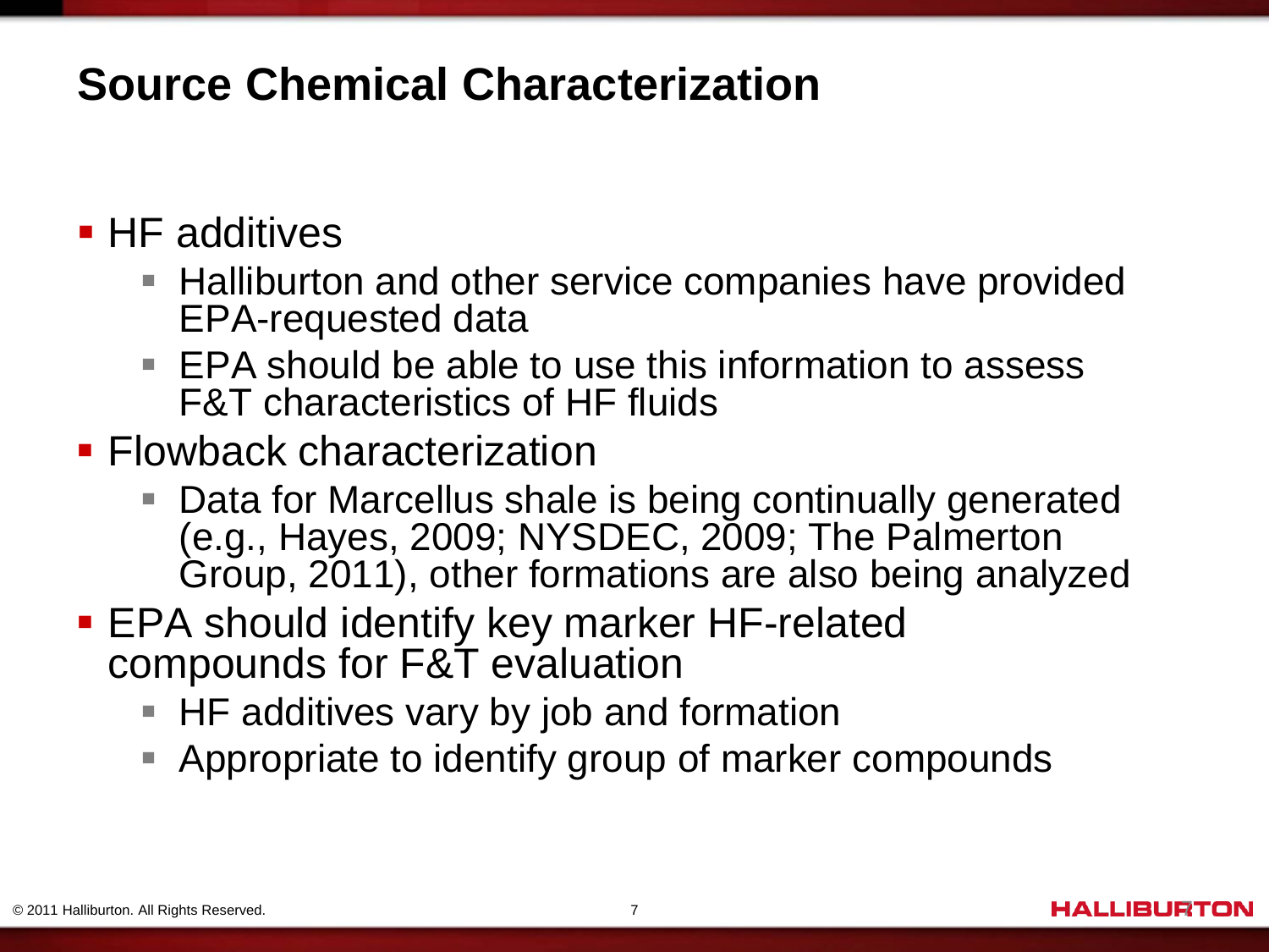# Source Chemical Characterization

- HF additives
  - Halliburton and other service companies have provided EPA-requested data
  - EPA should be able to use this information to assess F&T characteristics of HF fluids
- Flowback characterization
  - Data for Marcellus shale is being continually generated (e.g., Hayes, 2009; NYSDEC, 2009; The Palmerton Group, 2011), other formations are also being analyzed
- EPA should identify key marker HF-related compounds for F&T evaluation
  - HF additives vary by job and formation
  - Appropriate to identify group of marker compounds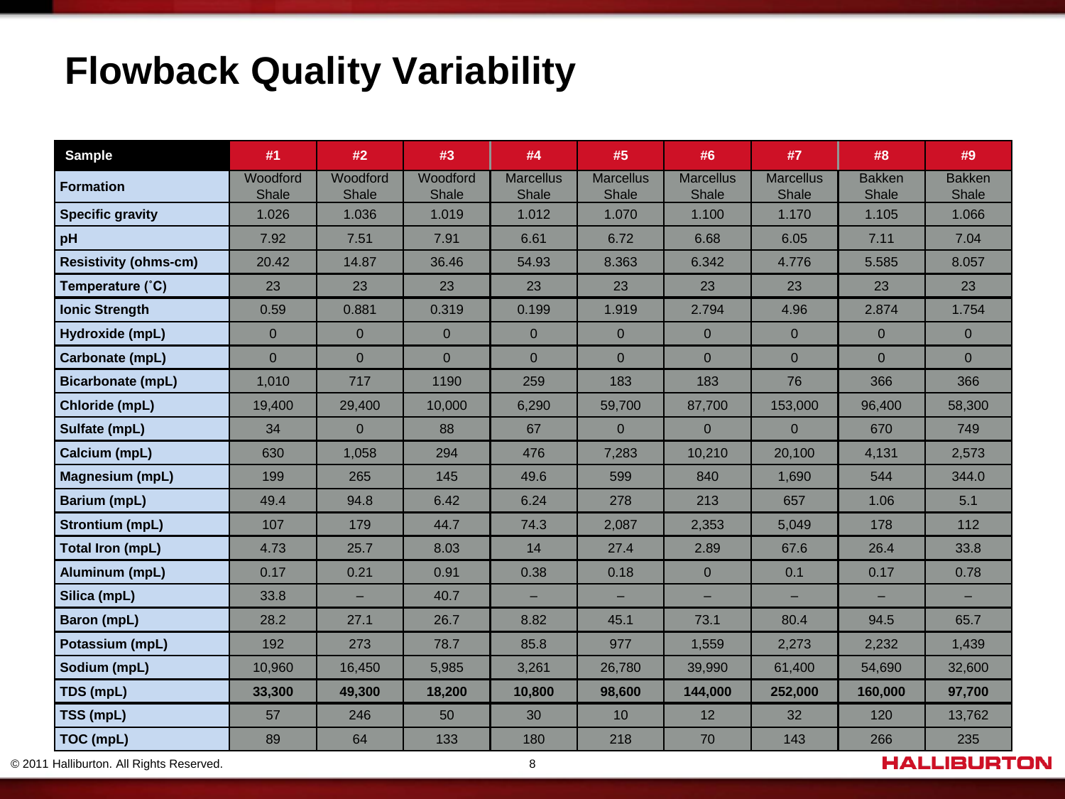# Flowback Quality Variability

| Sample | #1 | #2 | #3 | #4 | #5 | #6 | #7 | #8 | #9 |
|---|---|---|---|---|---|---|---|---|---|
| **Formation** | Woodford Shale | Woodford Shale | Woodford Shale | Marcellus Shale | Marcellus Shale | Marcellus Shale | Marcellus Shale | Bakken Shale | Bakken Shale |
| **Specific gravity** | 1.026 | 1.036 | 1.019 | 1.012 | 1.070 | 1.100 | 1.170 | 1.105 | 1.066 |
| **pH** | 7.92 | 7.51 | 7.91 | 6.61 | 6.72 | 6.68 | 6.05 | 7.11 | 7.04 |
| **Resistivity (ohms-cm)** | 20.42 | 14.87 | 36.46 | 54.93 | 8.363 | 6.342 | 4.776 | 5.585 | 8.057 |
| **Temperature (˚C)** | 23 | 23 | 23 | 23 | 23 | 23 | 23 | 23 | 23 |
| **Ionic Strength** | 0.59 | 0.881 | 0.319 | 0.199 | 1.919 | 2.794 | 4.96 | 2.874 | 1.754 |
| **Hydroxide (mpL)** | 0 | 0 | 0 | 0 | 0 | 0 | 0 | 0 | 0 |
| **Carbonate (mpL)** | 0 | 0 | 0 | 0 | 0 | 0 | 0 | 0 | 0 |
| **Bicarbonate (mpL)** | 1,010 | 717 | 1190 | 259 | 183 | 183 | 76 | 366 | 366 |
| **Chloride (mpL)** | 19,400 | 29,400 | 10,000 | 6,290 | 59,700 | 87,700 | 153,000 | 96,400 | 58,300 |
| **Sulfate (mpL)** | 34 | 0 | 88 | 67 | 0 | 0 | 0 | 670 | 749 |
| **Calcium (mpL)** | 630 | 1,058 | 294 | 476 | 7,283 | 10,210 | 20,100 | 4,131 | 2,573 |
| **Magnesium (mpL)** | 199 | 265 | 145 | 49.6 | 599 | 840 | 1,690 | 544 | 344.0 |
| **Barium (mpL)** | 49.4 | 94.8 | 6.42 | 6.24 | 278 | 213 | 657 | 1.06 | 5.1 |
| **Strontium (mpL)** | 107 | 179 | 44.7 | 74.3 | 2,087 | 2,353 | 5,049 | 178 | 112 |
| **Total Iron (mpL)** | 4.73 | 25.7 | 8.03 | 14 | 27.4 | 2.89 | 67.6 | 26.4 | 33.8 |
| **Aluminum (mpL)** | 0.17 | 0.21 | 0.91 | 0.38 | 0.18 | 0 | 0.1 | 0.17 | 0.78 |
| **Silica (mpL)** | 33.8 | – | 40.7 | – | – | – | – | – | – |
| **Baron (mpL)** | 28.2 | 27.1 | 26.7 | 8.82 | 45.1 | 73.1 | 80.4 | 94.5 | 65.7 |
| **Potassium (mpL)** | 192 | 273 | 78.7 | 85.8 | 977 | 1,559 | 2,273 | 2,232 | 1,439 |
| **Sodium (mpL)** | 10,960 | 16,450 | 5,985 | 3,261 | 26,780 | 39,990 | 61,400 | 54,690 | 32,600 |
| **TDS (mpL)** | **33,300** | **49,300** | **18,200** | **10,800** | **98,600** | **144,000** | **252,000** | **160,000** | **97,700** |
| **TSS (mpL)** | 57 | 246 | 50 | 30 | 10 | 12 | 32 | 120 | 13,762 |
| **TOC (mpL)** | 89 | 64 | 133 | 180 | 218 | 70 | 143 | 266 | 235 |

© 2011 Halliburton. All Rights Reserved.

HALLIBURTON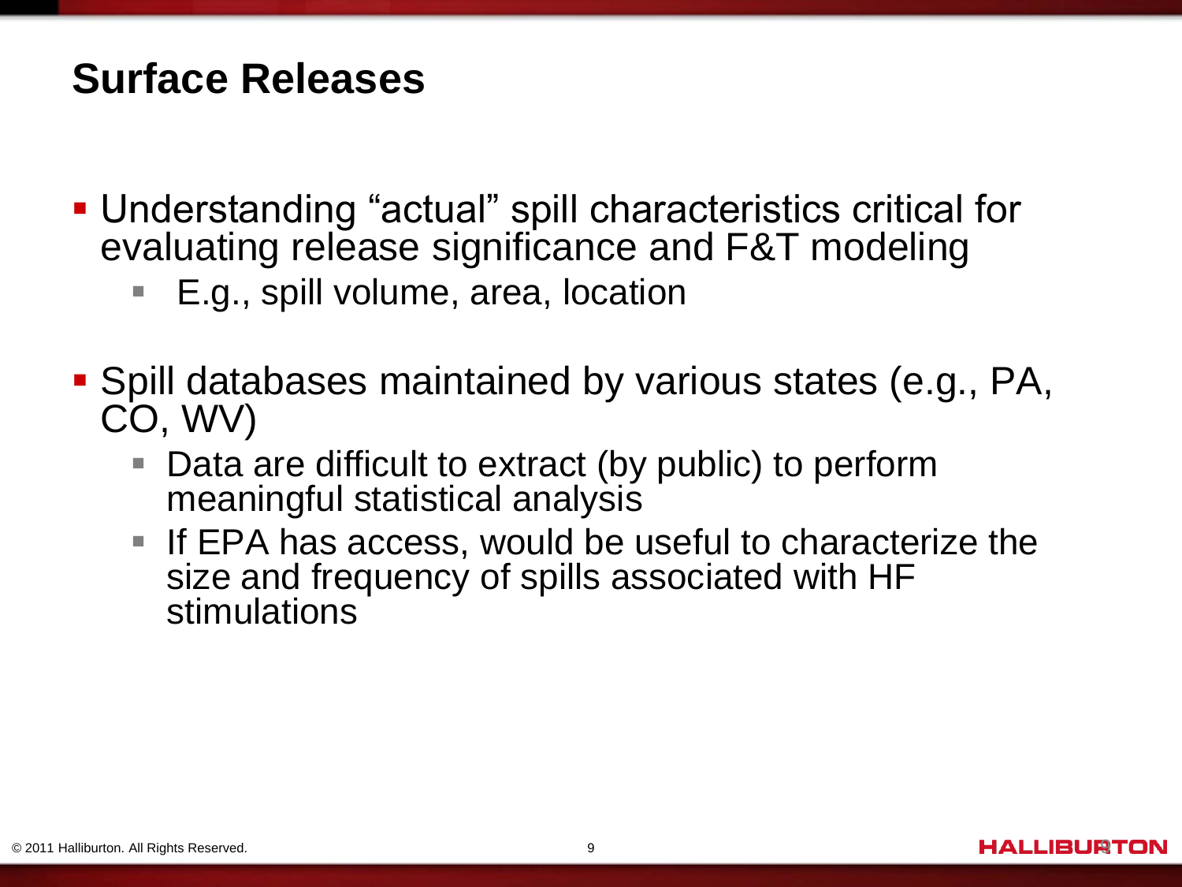# Surface Releases

- Understanding "actual" spill characteristics critical for evaluating release significance and F&T modeling
  - E.g., spill volume, area, location
- Spill databases maintained by various states (e.g., PA, CO, WV)
  - Data are difficult to extract (by public) to perform meaningful statistical analysis
  - If EPA has access, would be useful to characterize the size and frequency of spills associated with HF stimulations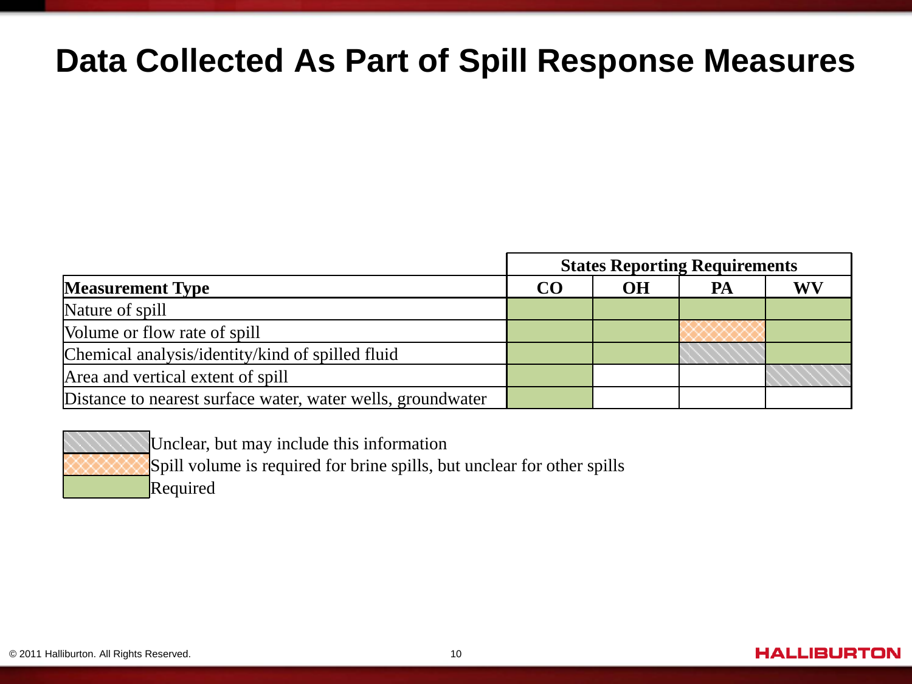# Data Collected As Part of Spill Response Measures

| Measurement Type | States Reporting Requirements | | | |
|---|---|---|---|---|
| | CO | OH | PA | WV |
| Nature of spill | Required | Required | Required | Required |
| Volume or flow rate of spill | Required | Required | Spill volume is required for brine spills, but unclear for other spills | Required |
| Chemical analysis/identity/kind of spilled fluid | Required | Required | Unclear, but may include this information | Required |
| Area and vertical extent of spill | Required | | | Unclear, but may include this information |
| Distance to nearest surface water, water wells, groundwater | Required | | | |

Legend:

- Unclear, but may include this information
- Spill volume is required for brine spills, but unclear for other spills
- Required

© 2011 Halliburton. All Rights Reserved.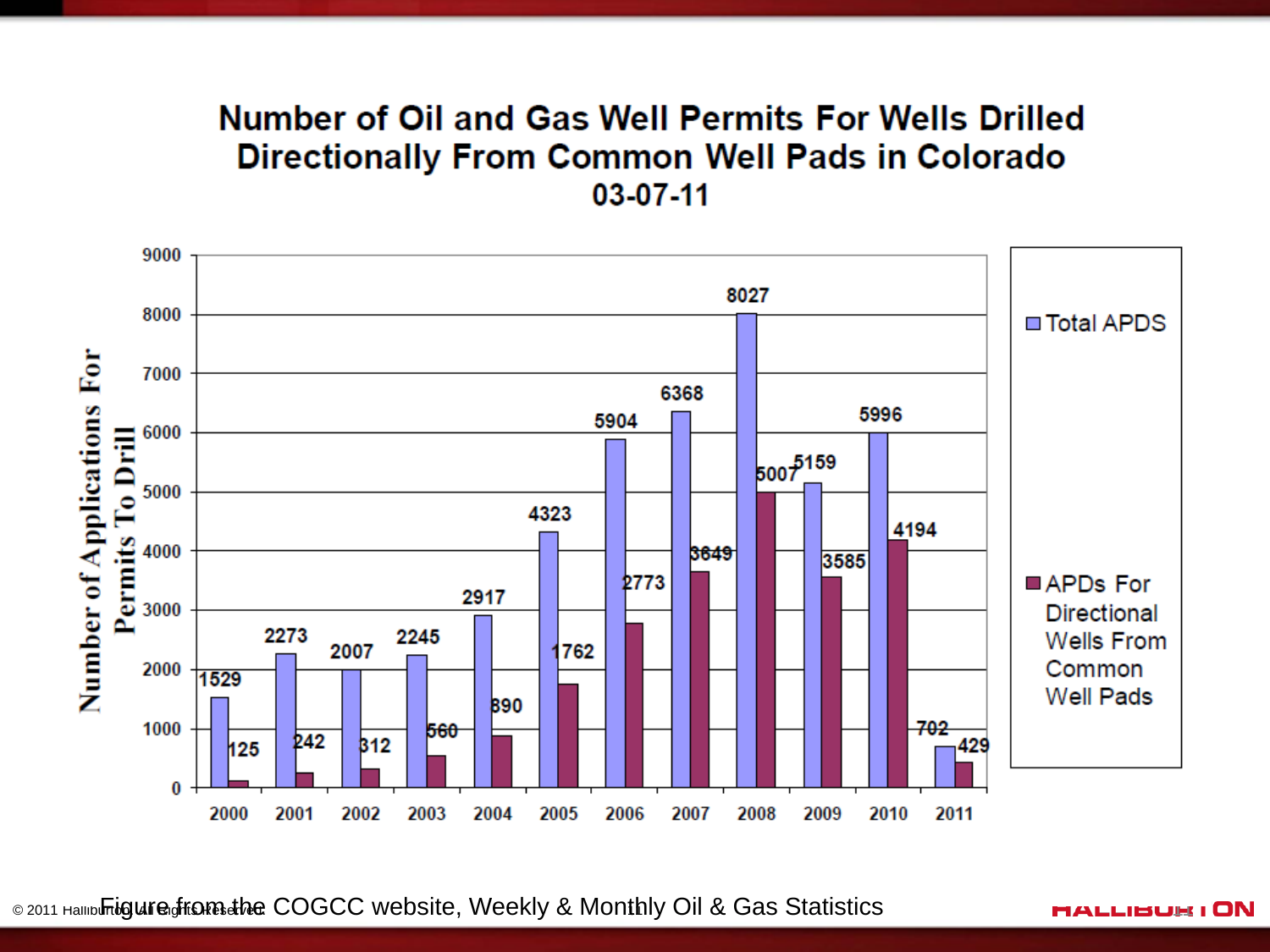# Number of Oil and Gas Well Permits For Wells Drilled Directionally From Common Well Pads in Colorado

03-07-11

| Year | Total APDS | APDs For Directional Wells From Common Well Pads |
|---|---|---|
| 2000 | 1529 | 125 |
| 2001 | 2273 | 242 |
| 2002 | 2007 | 312 |
| 2003 | 2245 | 560 |
| 2004 | 2917 | 890 |
| 2005 | 4323 | 1762 |
| 2006 | 5904 | 2773 |
| 2007 | 6368 | 3649 |
| 2008 | 8027 | 5007 |
| 2009 | 5159 | 3585 |
| 2010 | 5996 | 4194 |
| 2011 | 702 | 429 |

Y-axis: Number of Applications For Permits To Drill

Figure from the COGCC website, Weekly & Monthly Oil & Gas Statistics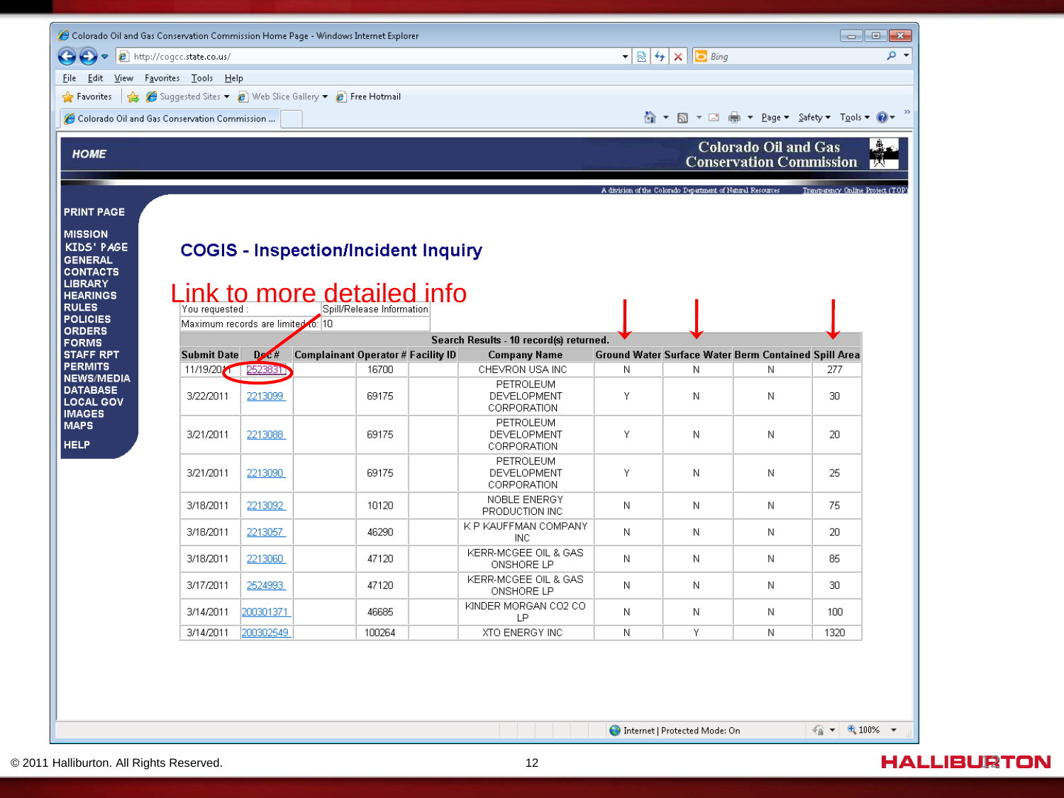# COGIS - Inspection/Incident Inquiry

Link to more detailed info

| You requested : | Spill/Release Information |
|---|---|
| Maximum records are limited to: | 10 |

| Search Results - 10 record(s) returned. | | | | | | | | | |
|---|---|---|---|---|---|---|---|---|---|
| Submit Date | Doc # | Complainant | Operator # | Facility ID | Company Name | Ground Water | Surface Water | Berm Contained | Spill Area |
| 11/19/2011 | 2523831 | | 16700 | | CHEVRON USA INC | N | N | N | 277 |
| 3/22/2011 | 2213099 | | 69175 | | PETROLEUM DEVELOPMENT CORPORATION | Y | N | N | 30 |
| 3/21/2011 | 2213088 | | 69175 | | PETROLEUM DEVELOPMENT CORPORATION | Y | N | N | 20 |
| 3/21/2011 | 2213090 | | 69175 | | PETROLEUM DEVELOPMENT CORPORATION | Y | N | N | 25 |
| 3/18/2011 | 2213092 | | 10120 | | NOBLE ENERGY PRODUCTION INC | N | N | N | 75 |
| 3/18/2011 | 2213057 | | 46290 | | K P KAUFFMAN COMPANY INC | N | N | N | 20 |
| 3/18/2011 | 2213060 | | 47120 | | KERR-MCGEE OIL & GAS ONSHORE LP | N | N | N | 85 |
| 3/17/2011 | 2524993 | | 47120 | | KERR-MCGEE OIL & GAS ONSHORE LP | N | N | N | 30 |
| 3/14/2011 | 200301371 | | 46685 | | KINDER MORGAN CO2 CO LP | N | N | N | 100 |
| 3/14/2011 | 200302549 | | 100264 | | XTO ENERGY INC | N | Y | N | 1320 |

© 2011 Halliburton. All Rights Reserved.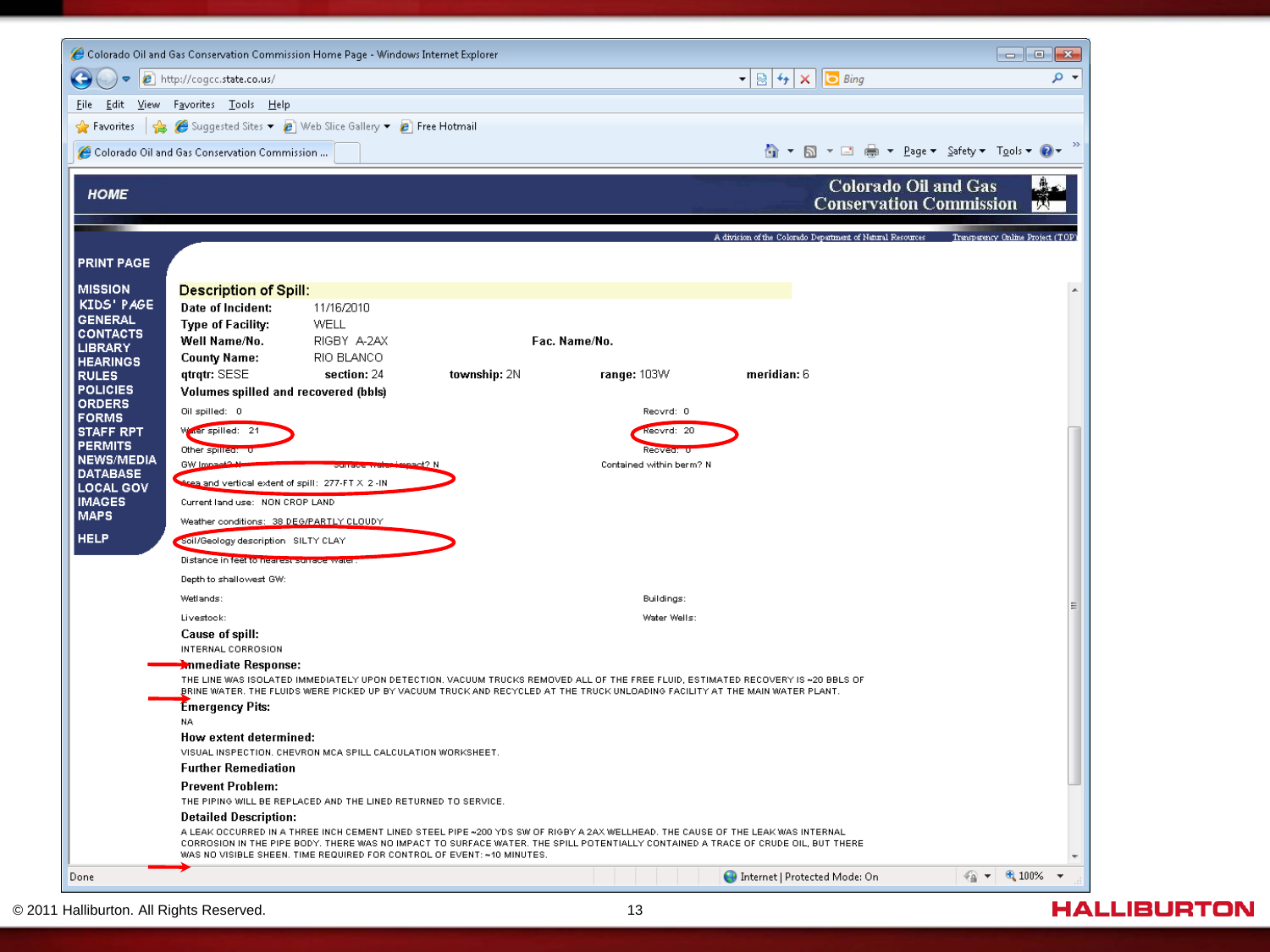## Description of Spill:

**Date of Incident:** 11/16/2010

**Type of Facility:** WELL

**Well Name/No.** RIGBY A-2AX **Fac. Name/No.**

**County Name:** RIO BLANCO

**qtrqtr:** SESE **section:** 24 **township:** 2N **range:** 103W **meridian:** 6

**Volumes spilled and recovered (bbls)**

| | |
|---|---|
| Oil spilled: 0 | Recvrd: 0 |
| Water spilled: 21 | Recvrd: 20 |
| Other spilled: 0 | Recvrd: 0 |
| GW Impact? N Surface water impact? N | Contained within berm? N |

Area and vertical extent of spill: 277-FT X 2-IN

Current land use: NON CROP LAND

Weather conditions: 38 DEG/PARTLY CLOUDY

Soil/Geology description: SILTY CLAY

Distance in feet to nearest surface water:

Depth to shallowest GW:

| | |
|---|---|
| Wetlands: | Buildings: |
| Livestock: | Water Wells: |

**Cause of spill:**

INTERNAL CORROSION

**Immediate Response:**

THE LINE WAS ISOLATED IMMEDIATELY UPON DETECTION. VACUUM TRUCKS REMOVED ALL OF THE FREE FLUID, ESTIMATED RECOVERY IS ~20 BBLS OF BRINE WATER. THE FLUIDS WERE PICKED UP BY VACUUM TRUCK AND RECYCLED AT THE TRUCK UNLOADING FACILITY AT THE MAIN WATER PLANT.

**Emergency Pits:**

NA

**How extent determined:**

VISUAL INSPECTION. CHEVRON MCA SPILL CALCULATION WORKSHEET.

**Further Remediation**

**Prevent Problem:**

THE PIPING WILL BE REPLACED AND THE LINED RETURNED TO SERVICE.

**Detailed Description:**

A LEAK OCCURRED IN A THREE INCH CEMENT LINED STEEL PIPE ~200 YDS SW OF RIGBY A 2AX WELLHEAD. THE CAUSE OF THE LEAK WAS INTERNAL CORROSION IN THE PIPE BODY. THERE WAS NO IMPACT TO SURFACE WATER. THE SPILL POTENTIALLY CONTAINED A TRACE OF CRUDE OIL, BUT THERE WAS NO VISIBLE SHEEN. TIME REQUIRED FOR CONTROL OF EVENT: ~10 MINUTES.

© 2011 Halliburton. All Rights Reserved.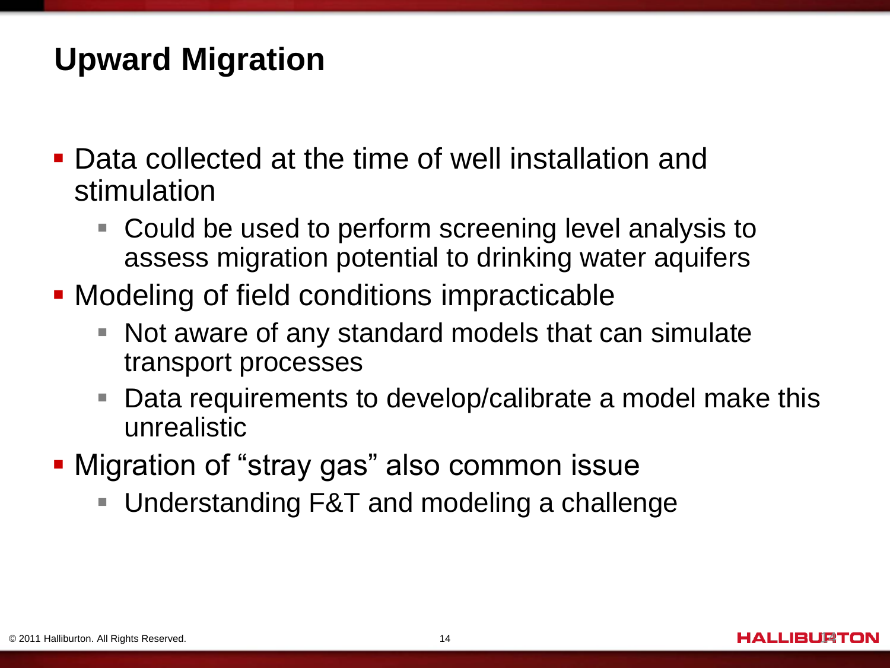# Upward Migration

- Data collected at the time of well installation and stimulation
  - Could be used to perform screening level analysis to assess migration potential to drinking water aquifers
- Modeling of field conditions impracticable
  - Not aware of any standard models that can simulate transport processes
  - Data requirements to develop/calibrate a model make this unrealistic
- Migration of "stray gas" also common issue
  - Understanding F&T and modeling a challenge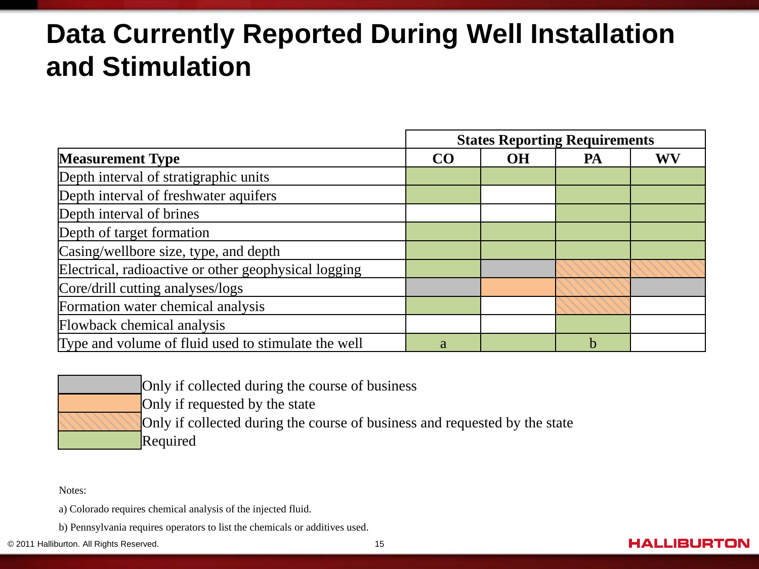# Data Currently Reported During Well Installation and Stimulation

The cell values below are written out from the colour coding in the original table, using the wording from the legend.

| | States Reporting Requirements | | | |
|---|---|---|---|---|
| **Measurement Type** | **CO** | **OH** | **PA** | **WV** |
| Depth interval of stratigraphic units | Required | Required | Required | Required |
| Depth interval of freshwater aquifers | Required | | Required | Required |
| Depth interval of brines | | | Required | Required |
| Depth of target formation | Required | Required | Required | Required |
| Casing/wellbore size, type, and depth | Required | Required | Required | Required |
| Electrical, radioactive or other geophysical logging | Required | Only if collected during the course of business | Only if collected during the course of business and requested by the state | Only if collected during the course of business and requested by the state |
| Core/drill cutting analyses/logs | Only if collected during the course of business | Only if requested by the state | Only if collected during the course of business and requested by the state | Only if collected during the course of business |
| Formation water chemical analysis | Required | | Only if collected during the course of business and requested by the state | |
| Flowback chemical analysis | | | Required | |
| Type and volume of fluid used to stimulate the well | Required (a) | Required | Required (b) | |

Legend:

- Only if collected during the course of business
- Only if requested by the state
- Only if collected during the course of business and requested by the state
- Required

Notes:

a) Colorado requires chemical analysis of the injected fluid.

b) Pennsylvania requires operators to list the chemicals or additives used.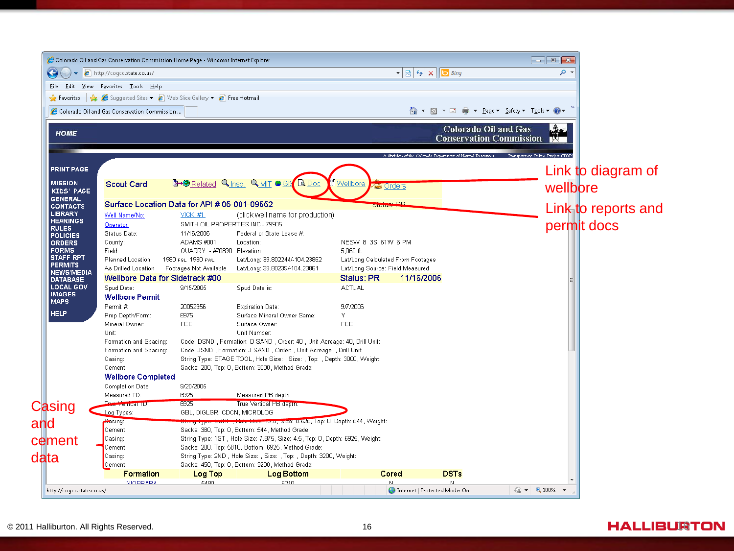Link to diagram of wellbore

Link to reports and permit docs

Casing and cement data

**Scout Card** Related Insp. MIT GIS Doc Wellbore Orders

**Surface Location Data for API # 05-001-09552** Status: PR

| | | | |
|---|---|---|---|
| Well Name/No: | VICKI #1 | (click well name for production) | |
| Operator: | SMITH OIL PROPERTIES INC - 79905 | | |
| Status Date: | 11/16/2006 | Federal or State Lease #: | |
| County: | ADAMS #001 | Location: | NESW 8 3S 61W 6 PM |
| Field: | QUARRY - #70890 | Elevation: | 5,060 ft. |
| Planned Location | 1980 FSL 1980 FWL | Lat/Long: 39.802244/-104.23862 | Lat/Long Calculated From Footages |
| As Drilled Location | Footages Not Available | Lat/Long: 39.80239/-104.23861 | Lat/Long Source: Field Measured |

**Wellbore Data for Sidetrack #00** Status: PR 11/16/2006

| | | | |
|---|---|---|---|
| Spud Date: | 9/15/2006 | Spud Date is: | ACTUAL |

**Wellbore Permit**

| | | | |
|---|---|---|---|
| Permit #: | 20052956 | Expiration Date: | 9/7/2006 |
| Prop Depth/Form: | 6975 | Surface Mineral Owner Same: | Y |
| Mineral Owner: | FEE | Surface Owner: | FEE |
| Unit: | | Unit Number: | |
| Formation and Spacing: | Code: DSND , Formation: D SAND , Order: 40 , Unit Acreage: 40, Drill Unit: | | |
| Formation and Spacing: | Code: JSND , Formation: J SAND , Order: , Unit Acreage: , Drill Unit: | | |
| Casing: | String Type: STAGE TOOL, Hole Size: , Size: , Top: , Depth: 3000, Weight: | | |
| Cement: | Sacks: 200, Top: 0, Bottom: 3000, Method Grade: | | |

**Wellbore Completed**

| | | | |
|---|---|---|---|
| Completion Date: | 9/20/2006 | | |
| Measured TD: | 6925 | Measured PB depth: | |
| True Vertical TD: | 6925 | True Vertical PB depth: | |
| Log Types: | GBL, DIGLGR, CDCN, MICROLOG | | |
| Casing: | String Type: SURF , Hole Size: 12.5, Size: 8.625, Top: 0, Depth: 544, Weight: | | |
| Cement: | Sacks: 380, Top: 0, Bottom: 544, Method Grade: | | |
| Casing: | String Type: 1ST , Hole Size: 7.875, Size: 4.5, Top: 0, Depth: 6925, Weight: | | |
| Cement: | Sacks: 200, Top: 5810, Bottom: 6925, Method Grade: | | |
| Casing: | String Type: 2ND , Hole Size: , Size: , Top: , Depth: 3200, Weight: | | |
| Cement: | Sacks: 450, Top: 0, Bottom: 3200, Method Grade: | | |

| Formation | Log Top | Log Bottom | Cored | DSTs |
|---|---|---|---|---|
| NIOBRARA | 6480 | 6210 | N | N |

© 2011 Halliburton. All Rights Reserved.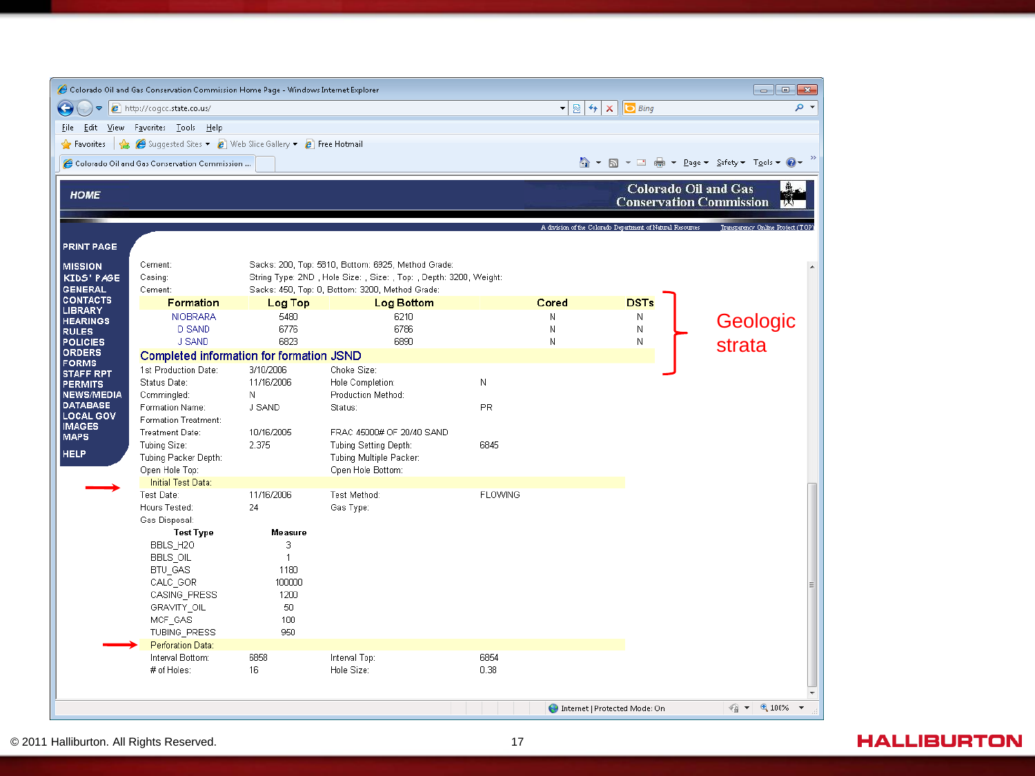Cement: Sacks: 200, Top: 5810, Bottom: 6925, Method Grade:

Casing: String Type: 2ND , Hole Size: , Size: , Top: , Depth: 3200, Weight:

Cement: Sacks: 450, Top: 0, Bottom: 3200, Method Grade:

| Formation | Log Top | Log Bottom | Cored | DSTs |
|---|---|---|---|---|
| NIOBRARA | 5480 | 6210 | N | N |
| D SAND | 6776 | 6786 | N | N |
| J SAND | 6823 | 6890 | N | N |

Geologic strata

**Completed information for formation JSND**

| | | | |
|---|---|---|---|
| 1st Production Date: | 3/10/2006 | Choke Size: | |
| Status Date: | 11/16/2006 | Hole Completion: | N |
| Commingled: | N | Production Method: | |
| Formation Name: | J SAND | Status: | PR |
| Formation Treatment: | | | |
| Treatment Date: | 10/16/2005 | FRAC 45000# OF 20/40 SAND | |
| Tubing Size: | 2.375 | Tubing Setting Depth: | 6845 |
| Tubing Packer Depth: | | Tubing Multiple Packer: | |
| Open Hole Top: | | Open Hole Bottom: | |

Initial Test Data:

| | | | |
|---|---|---|---|
| Test Date: | 11/16/2006 | Test Method: | FLOWING |
| Hours Tested: | 24 | Gas Type: | |
| Gas Disposal: | | | |

| Test Type | Measure |
|---|---|
| BBLS_H2O | 3 |
| BBLS_OIL | 1 |
| BTU_GAS | 1180 |
| CALC_GOR | 100000 |
| CASING_PRESS | 1200 |
| GRAVITY_OIL | 50 |
| MCF_GAS | 100 |
| TUBING_PRESS | 950 |

Perforation Data:

| | | | |
|---|---|---|---|
| Interval Bottom: | 6858 | Interval Top: | 6854 |
| # of Holes: | 16 | Hole Size: | 0.38 |

© 2011 Halliburton. All Rights Reserved.

HALLIBURTON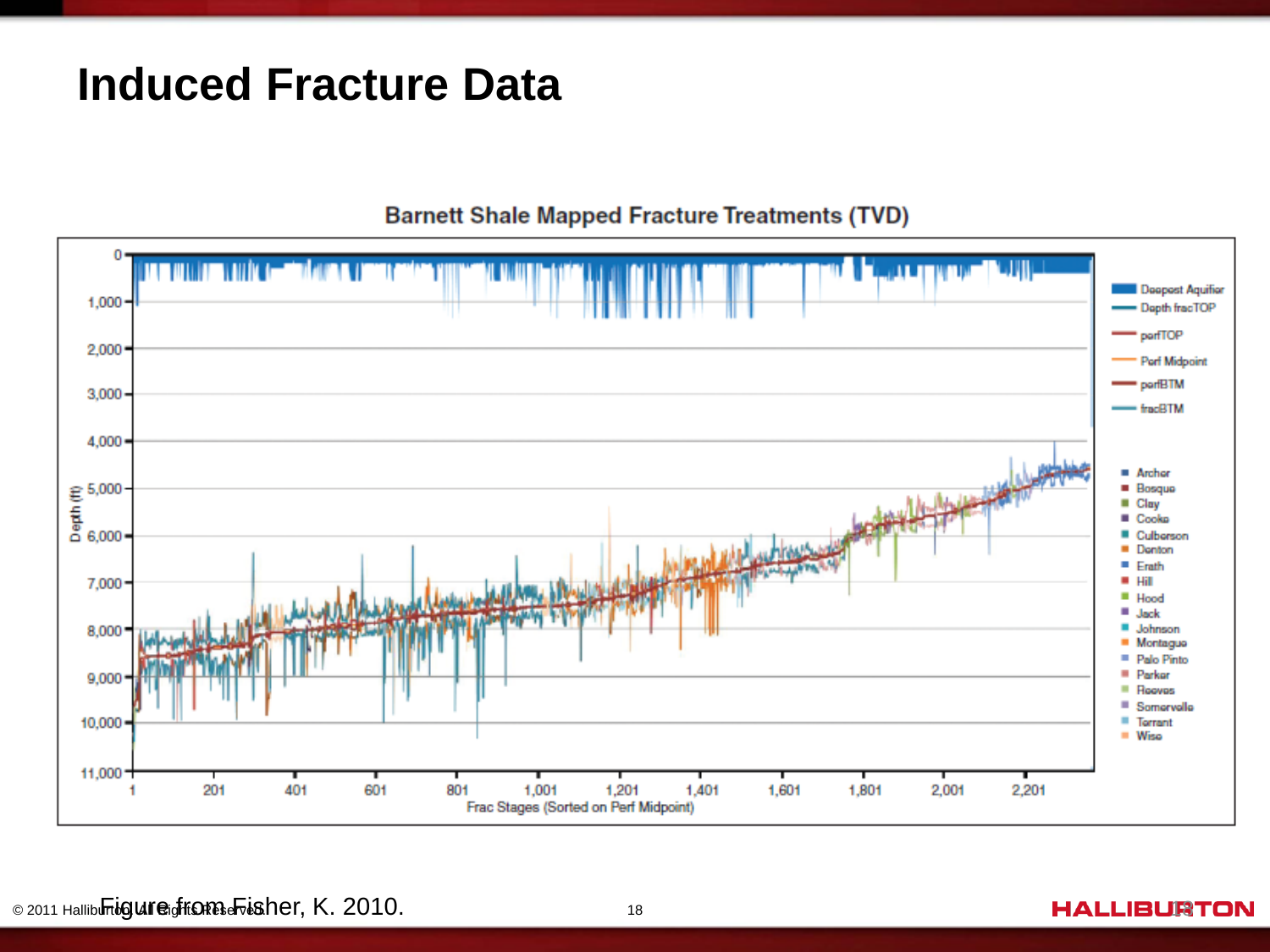# Induced Fracture Data

Barnett Shale Mapped Fracture Treatments (TVD)

Figure from Fisher, K. 2010.

© 2011 Halliburton. All Rights Reserved.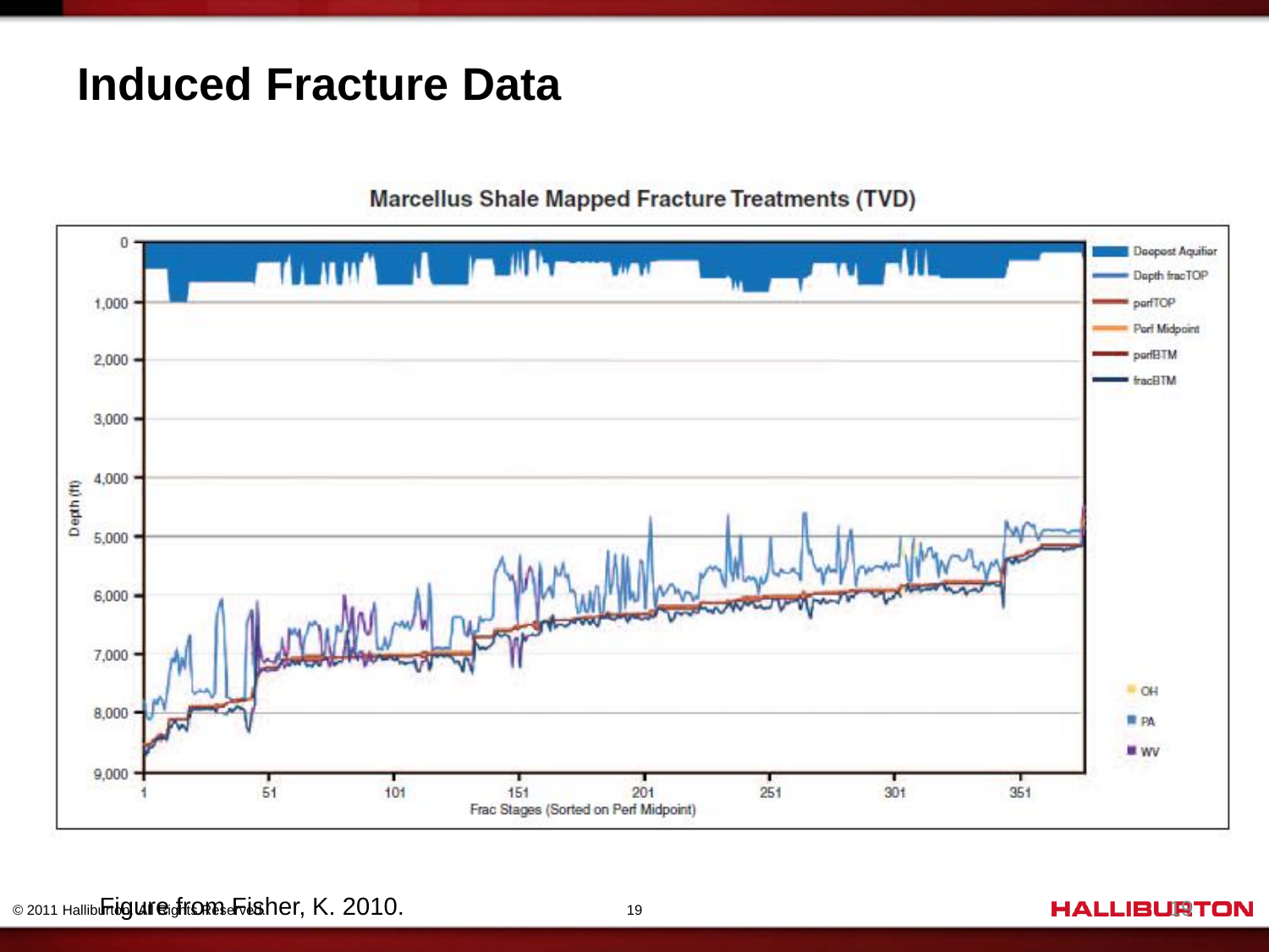# Induced Fracture Data

Marcellus Shale Mapped Fracture Treatments (TVD)

Depth (ft)

0
1,000
2,000
3,000
4,000
5,000
6,000
7,000
8,000
9,000

1 51 101 151 201 251 301 351

Frac Stages (Sorted on Perf Midpoint)

- Deepest Aquifer
- Depth fracTOP
- perfTOP
- Perf Midpoint
- perfBTM
- fracBTM

- OH
- PA
- WV

Figure from Fisher, K. 2010.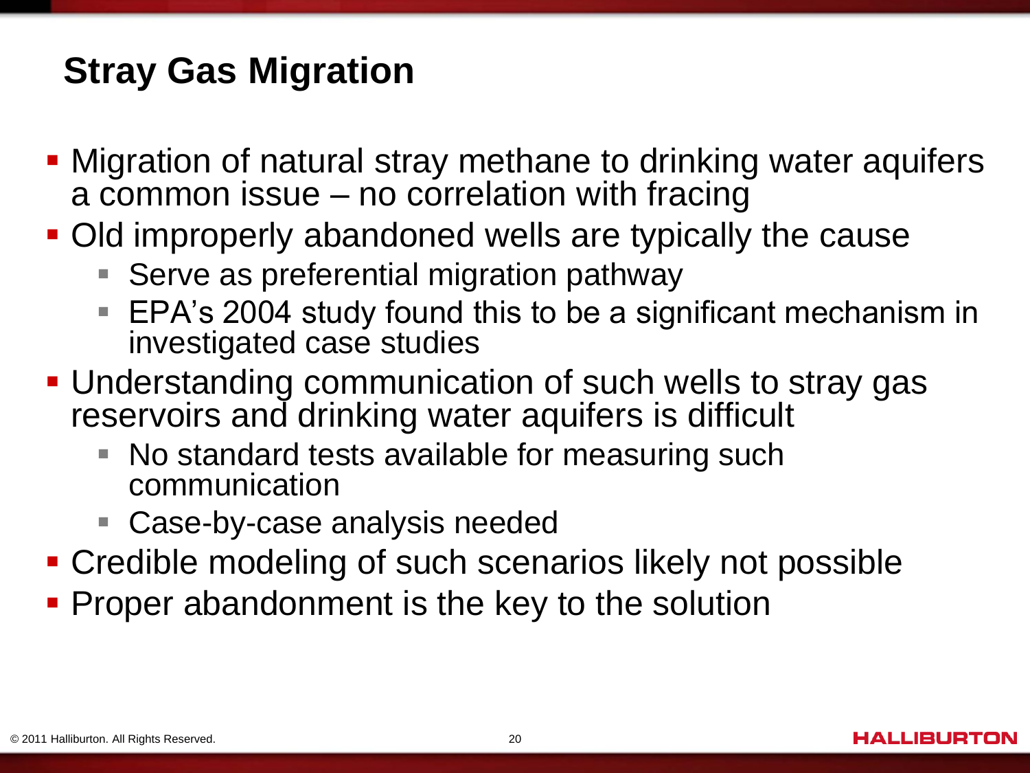# Stray Gas Migration

- Migration of natural stray methane to drinking water aquifers a common issue – no correlation with fracing
- Old improperly abandoned wells are typically the cause
  - Serve as preferential migration pathway
  - EPA's 2004 study found this to be a significant mechanism in investigated case studies
- Understanding communication of such wells to stray gas reservoirs and drinking water aquifers is difficult
  - No standard tests available for measuring such communication
  - Case-by-case analysis needed
- Credible modeling of such scenarios likely not possible
- Proper abandonment is the key to the solution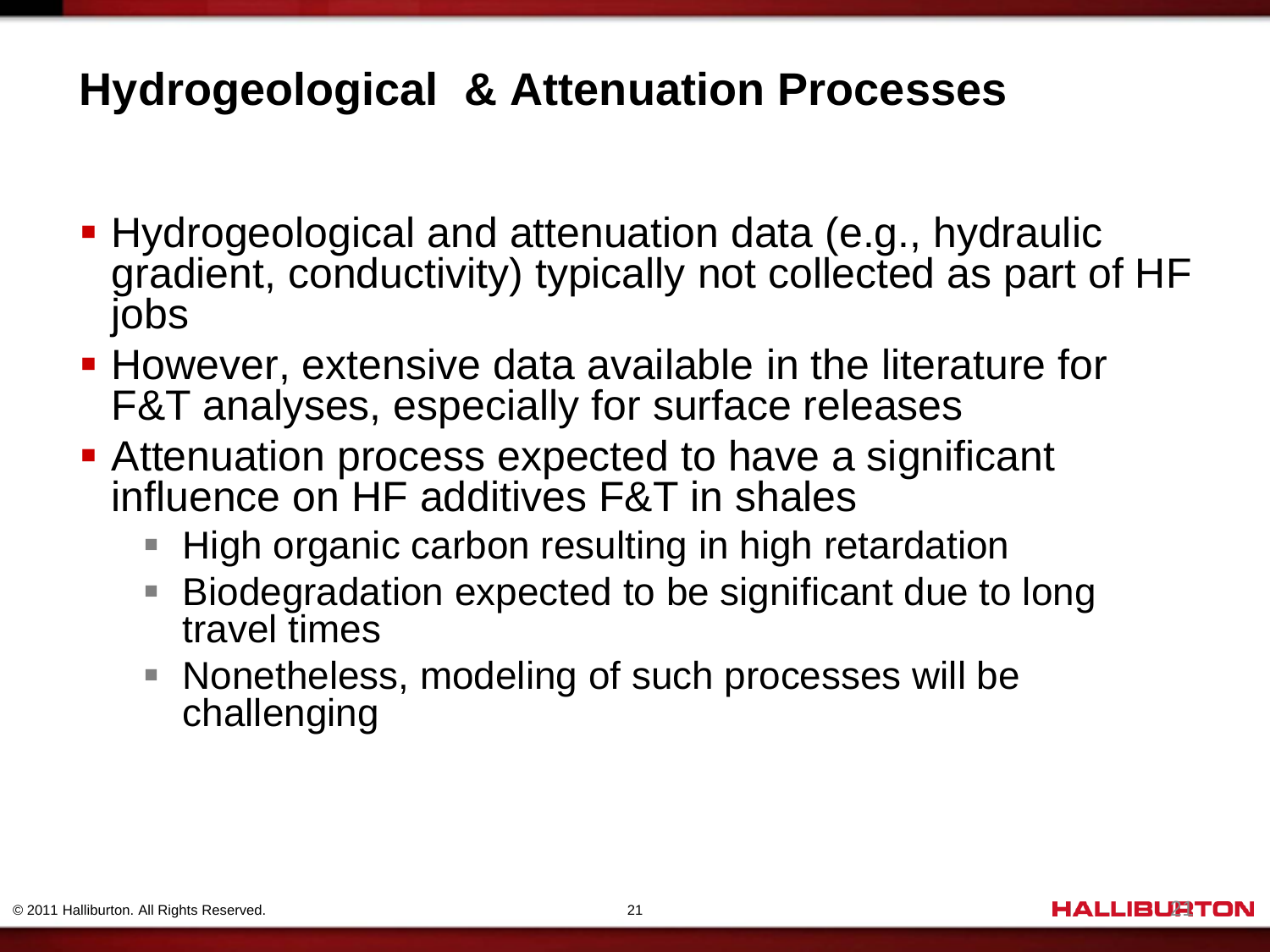# Hydrogeological & Attenuation Processes

- Hydrogeological and attenuation data (e.g., hydraulic gradient, conductivity) typically not collected as part of HF jobs
- However, extensive data available in the literature for F&T analyses, especially for surface releases
- Attenuation process expected to have a significant influence on HF additives F&T in shales
  - High organic carbon resulting in high retardation
  - Biodegradation expected to be significant due to long travel times
  - Nonetheless, modeling of such processes will be challenging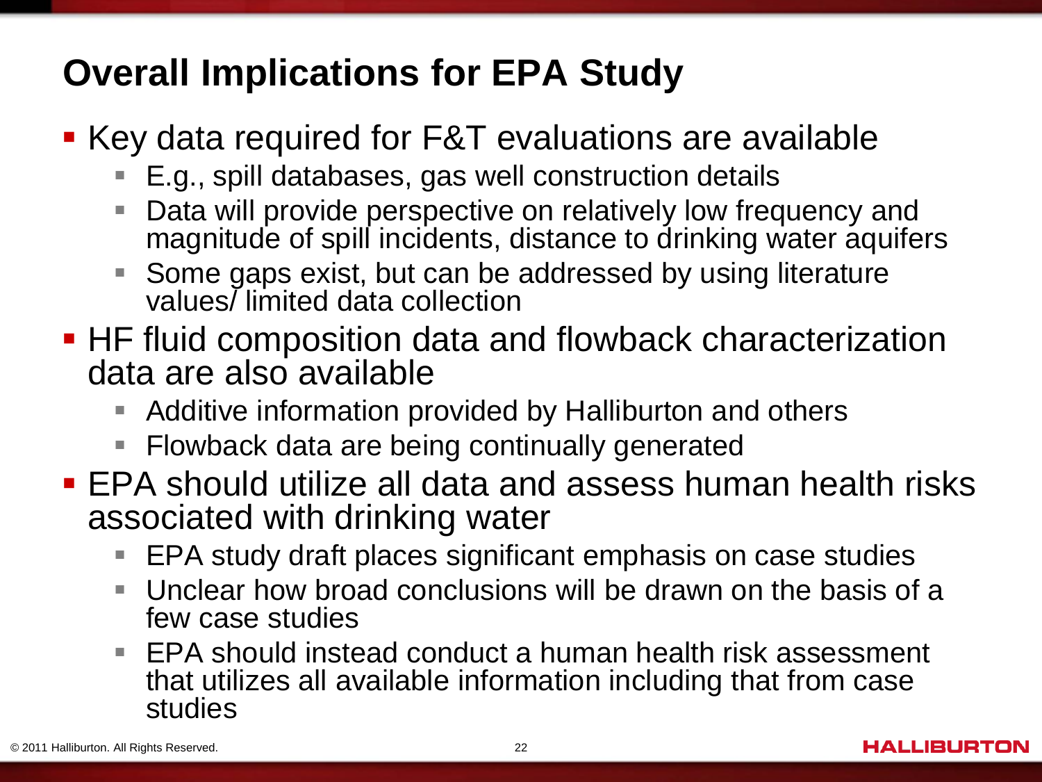# Overall Implications for EPA Study

- Key data required for F&T evaluations are available
  - E.g., spill databases, gas well construction details
  - Data will provide perspective on relatively low frequency and magnitude of spill incidents, distance to drinking water aquifers
  - Some gaps exist, but can be addressed by using literature values/ limited data collection
- HF fluid composition data and flowback characterization data are also available
  - Additive information provided by Halliburton and others
  - Flowback data are being continually generated
- EPA should utilize all data and assess human health risks associated with drinking water
  - EPA study draft places significant emphasis on case studies
  - Unclear how broad conclusions will be drawn on the basis of a few case studies
  - EPA should instead conduct a human health risk assessment that utilizes all available information including that from case studies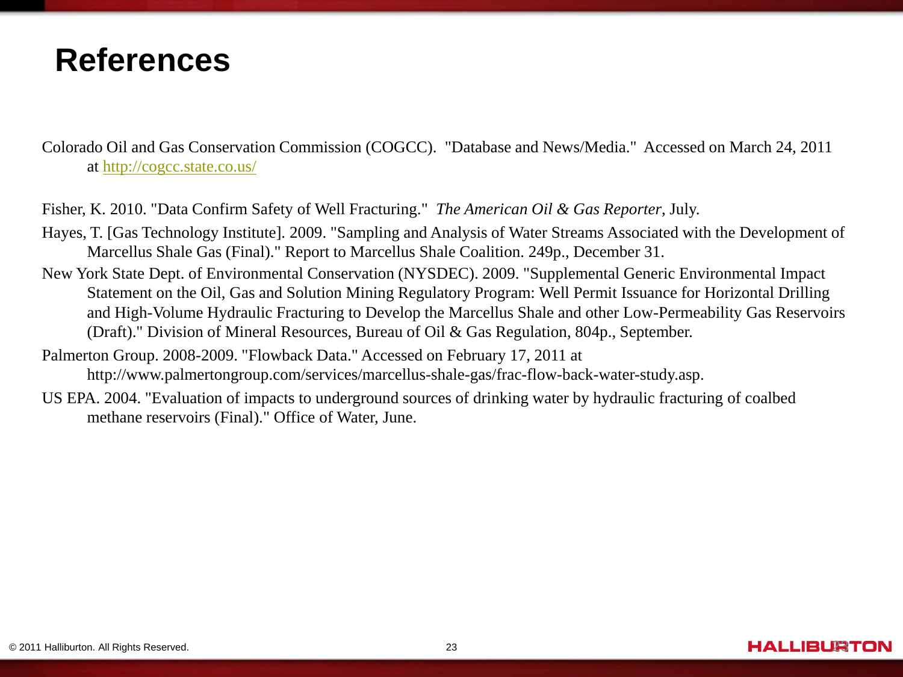# References

Colorado Oil and Gas Conservation Commission (COGCC). "Database and News/Media." Accessed on March 24, 2011 at http://cogcc.state.co.us/

Fisher, K. 2010. "Data Confirm Safety of Well Fracturing." *The American Oil & Gas Reporter*, July.

Hayes, T. [Gas Technology Institute]. 2009. "Sampling and Analysis of Water Streams Associated with the Development of Marcellus Shale Gas (Final)." Report to Marcellus Shale Coalition. 249p., December 31.

New York State Dept. of Environmental Conservation (NYSDEC). 2009. "Supplemental Generic Environmental Impact Statement on the Oil, Gas and Solution Mining Regulatory Program: Well Permit Issuance for Horizontal Drilling and High-Volume Hydraulic Fracturing to Develop the Marcellus Shale and other Low-Permeability Gas Reservoirs (Draft)." Division of Mineral Resources, Bureau of Oil & Gas Regulation, 804p., September.

Palmerton Group. 2008-2009. "Flowback Data." Accessed on February 17, 2011 at http://www.palmertongroup.com/services/marcellus-shale-gas/frac-flow-back-water-study.asp.

US EPA. 2004. "Evaluation of impacts to underground sources of drinking water by hydraulic fracturing of coalbed methane reservoirs (Final)." Office of Water, June.

© 2011 Halliburton. All Rights Reserved.

HALLIBURTON